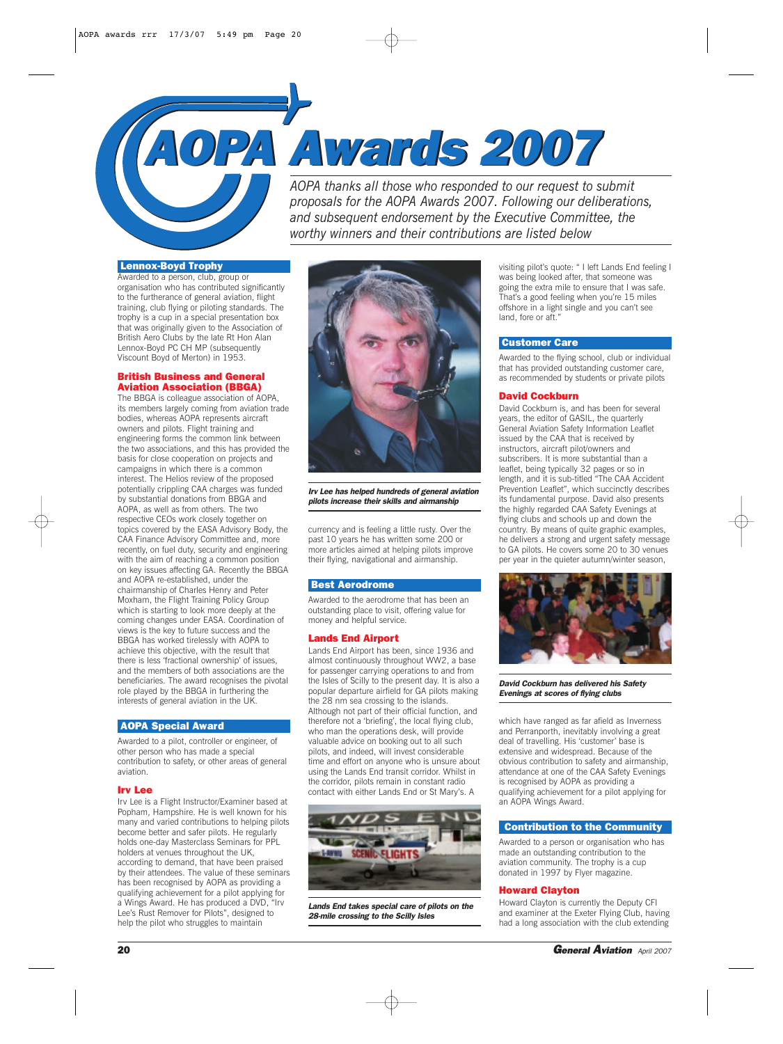# AOPA Awards 2007

*AOPA thanks all those who responded to our request to submit proposals for the AOPA Awards 2007. Following our deliberations, and subsequent endorsement by the Executive Committee, the worthy winners and their contributions are listed below*

## Lennox-Boyd Trophy

Awarded to a person, club, group or organisation who has contributed significantly to the furtherance of general aviation, flight training, club flying or piloting standards. The trophy is a cup in a special presentation box that was originally given to the Association of British Aero Clubs by the late Rt Hon Alan Lennox-Boyd PC CH MP (subsequently Viscount Boyd of Merton) in 1953.

### British Business and General Aviation Association (BBGA)

The BBGA is colleague association of AOPA, its members largely coming from aviation trade bodies, whereas AOPA represents aircraft owners and pilots. Flight training and engineering forms the common link between the two associations, and this has provided the basis for close cooperation on projects and campaigns in which there is a common interest. The Helios review of the proposed potentially crippling CAA charges was funded by substantial donations from BBGA and AOPA, as well as from others. The two respective CEOs work closely together on topics covered by the EASA Advisory Body, the CAA Finance Advisory Committee and, more recently, on fuel duty, security and engineering with the aim of reaching a common position on key issues affecting GA. Recently the BBGA and AOPA re-established, under the chairmanship of Charles Henry and Peter Moxham, the Flight Training Policy Group which is starting to look more deeply at the coming changes under EASA. Coordination of views is the key to future success and the BBGA has worked tirelessly with AOPA to achieve this objective, with the result that there is less 'fractional ownership' of issues, and the members of both associations are the beneficiaries. The award recognises the pivotal role played by the BBGA in furthering the interests of general aviation in the UK.

## AOPA Special Award

Awarded to a pilot, controller or engineer, of other person who has made a special contribution to safety, or other areas of general aviation.

### Irv Lee

Irv Lee is a Flight Instructor/Examiner based at Popham, Hampshire. He is well known for his many and varied contributions to helping pilots become better and safer pilots. He regularly holds one-day Masterclass Seminars for PPL holders at venues throughout the UK, according to demand, that have been praised by their attendees. The value of these seminars has been recognised by AOPA as providing a qualifying achievement for a pilot applying for a Wings Award. He has produced a DVD, "Irv Lee's Rust Remover for Pilots", designed to help the pilot who struggles to maintain currency and is feeling a little rusty. Over the past 10 years he has written some 200 or more articles aimed at helping pilots improve their flying, navigational and airmanship.

***Irv Lee has helped hundreds of general aviation pilots increase their skills and airmanship***

## Best Aerodrome

Awarded to the aerodrome that has been an outstanding place to visit, offering value for money and helpful service.

### Lands End Airport

Lands End Airport has been, since 1936 and almost continuously throughout WW2, a base for passenger carrying operations to and from the Isles of Scilly to the present day. It is also a popular departure airfield for GA pilots making the 28 nm sea crossing to the islands. Although not part of their official function, and therefore not a 'briefing', the local flying club, who man the operations desk, will provide valuable advice on booking out to all such pilots, and indeed, will invest considerable time and effort on anyone who is unsure about using the Lands End transit corridor. Whilst in the corridor, pilots remain in constant radio contact with either Lands End or St Mary's. A visiting pilot's quote: " I left Lands End feeling I was being looked after, that someone was going the extra mile to ensure that I was safe. That's a good feeling when you're 15 miles offshore in a light single and you can't see land, fore or aft."

***Lands End takes special care of pilots on the 28-mile crossing to the Scilly Isles***

## Customer Care

Awarded to the flying school, club or individual that has provided outstanding customer care, as recommended by students or private pilots

### David Cockburn

David Cockburn is, and has been for several years, the editor of GASIL, the quarterly General Aviation Safety Information Leaflet issued by the CAA that is received by instructors, aircraft pilot/owners and subscribers. It is more substantial than a leaflet, being typically 32 pages or so in length, and it is sub-titled "The CAA Accident Prevention Leaflet", which succinctly describes its fundamental purpose. David also presents the highly regarded CAA Safety Evenings at flying clubs and schools up and down the country. By means of quite graphic examples, he delivers a strong and urgent safety message to GA pilots. He covers some 20 to 30 venues per year in the quieter autumn/winter season, which have ranged as far afield as Inverness and Perranporth, inevitably involving a great deal of travelling. His 'customer' base is extensive and widespread. Because of the obvious contribution to safety and airmanship, attendance at one of the CAA Safety Evenings is recognised by AOPA as providing a qualifying achievement for a pilot applying for an AOPA Wings Award.

***David Cockburn has delivered his Safety Evenings at scores of flying clubs***

## Contribution to the Community

Awarded to a person or organisation who has made an outstanding contribution to the aviation community. The trophy is a cup donated in 1997 by Flyer magazine.

### Howard Clayton

Howard Clayton is currently the Deputy CFI and examiner at the Exeter Flying Club, having had a long association with the club extending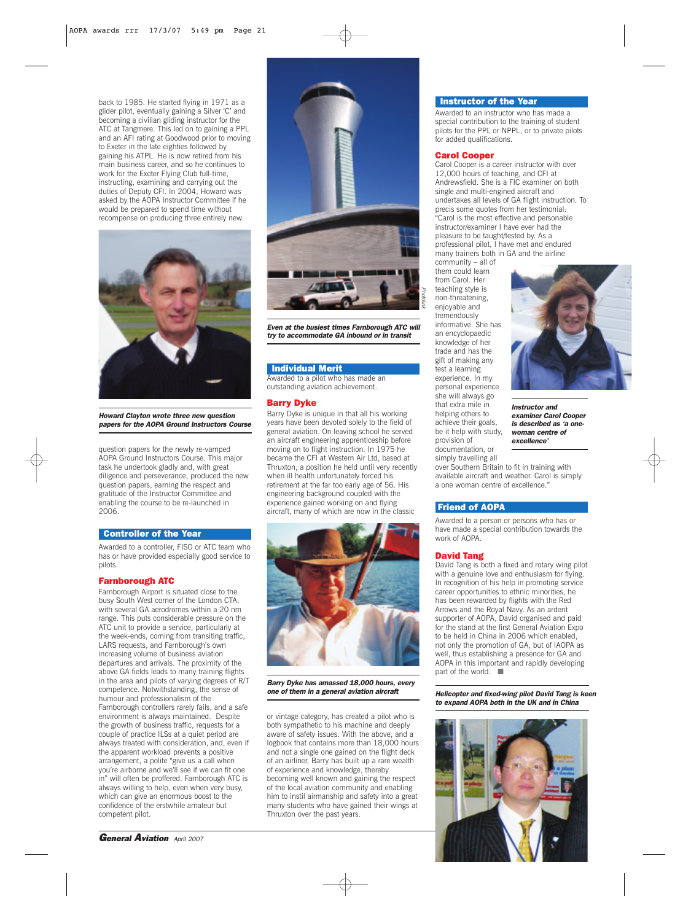back to 1985. He started flying in 1971 as a glider pilot, eventually gaining a Silver 'C' and becoming a civilian gliding instructor for the ATC at Tangmere. This led on to gaining a PPL and an AFI rating at Goodwood prior to moving to Exeter in the late eighties followed by gaining his ATPL. He is now retired from his main business career, and so he continues to work for the Exeter Flying Club full-time, instructing, examining and carrying out the duties of Deputy CFI. In 2004, Howard was asked by the AOPA Instructor Committee if he would be prepared to spend time without recompense on producing three entirely new question papers for the newly re-vamped AOPA Ground Instructors Course. This major task he undertook gladly and, with great diligence and perseverance, produced the new question papers, earning the respect and gratitude of the Instructor Committee and enabling the course to be re-launched in 2006.

*Howard Clayton wrote three new question papers for the AOPA Ground Instructors Course*

## Controller of the Year

Awarded to a controller, FISO or ATC team who has or have provided especially good service to pilots.

### Farnborough ATC

Farnborough Airport is situated close to the busy South West corner of the London CTA, with several GA aerodromes within a 20 nm range. This puts considerable pressure on the ATC unit to provide a service, particularly at the week-ends, coming from transiting traffic, LARS requests, and Farnborough's own increasing volume of business aviation departures and arrivals. The proximity of the above GA fields leads to many training flights in the area and pilots of varying degrees of R/T competence. Notwithstanding, the sense of humour and professionalism of the Farnborough controllers rarely fails, and a safe environment is always maintained. Despite the growth of business traffic, requests for a couple of practice ILSs at a quiet period are always treated with consideration, and, even if the apparent workload prevents a positive arrangement, a polite "give us a call when you're airborne and we'll see if we can fit one in" will often be proffered. Farnborough ATC is always willing to help, even when very busy, which can give an enormous boost to the confidence of the erstwhile amateur but competent pilot.

Photolink

*Even at the busiest times Farnborough ATC will try to accommodate GA inbound or in transit*

## Individual Merit

Awarded to a pilot who has made an outstanding aviation achievement.

### Barry Dyke

Barry Dyke is unique in that all his working years have been devoted solely to the field of general aviation. On leaving school he served an aircraft engineering apprenticeship before moving on to flight instruction. In 1975 he became the CFI at Western Air Ltd, based at Thruxton, a position he held until very recently when ill health unfortunately forced his retirement at the far too early age of 56. His engineering background coupled with the experience gained working on and flying aircraft, many of which are now in the classic or vintage category, has created a pilot who is both sympathetic to his machine and deeply aware of safety issues. With the above, and a logbook that contains more than 18,000 hours and not a single one gained on the flight deck of an airliner, Barry has built up a rare wealth of experience and knowledge, thereby becoming well known and gaining the respect of the local aviation community and enabling him to instil airmanship and safety into a great many students who have gained their wings at Thruxton over the past years.

*Barry Dyke has amassed 18,000 hours, every one of them in a general aviation aircraft*

## Instructor of the Year

Awarded to an instructor who has made a special contribution to the training of student pilots for the PPL or NPPL, or to private pilots for added qualifications.

### Carol Cooper

Carol Cooper is a career instructor with over 12,000 hours of teaching, and CFI at Andrewsfield. She is a FIC examiner on both single and multi-engined aircraft and undertakes all levels of GA flight instruction. To precis some quotes from her testimonial: "Carol is the most effective and personable instructor/examiner I have ever had the pleasure to be taught/tested by. As a professional pilot, I have met and endured many trainers both in GA and the airline community – all of them could learn from Carol. Her teaching style is non-threatening, enjoyable and tremendously informative. She has an encyclopaedic knowledge of her trade and has the gift of making any test a learning experience. In my personal experience she will always go that extra mile in helping others to achieve their goals, be it help with study, provision of documentation, or simply travelling all over Southern Britain to fit in training with available aircraft and weather. Carol is simply a one woman centre of excellence."

*Instructor and examiner Carol Cooper is described as 'a one-woman centre of excellence'*

## Friend of AOPA

Awarded to a person or persons who has or have made a special contribution towards the work of AOPA.

### David Tang

David Tang is both a fixed and rotary wing pilot with a genuine love and enthusiasm for flying. In recognition of his help in promoting service career opportunities to ethnic minorities, he has been rewarded by flights with the Red Arrows and the Royal Navy. As an ardent supporter of AOPA, David organised and paid for the stand at the first General Aviation Expo to be held in China in 2006 which enabled, not only the promotion of GA, but of IAOPA as well, thus establishing a presence for GA and AOPA in this important and rapidly developing part of the world. ■

*Helicopter and fixed-wing pilot David Tang is keen to expand AOPA both in the UK and in China*